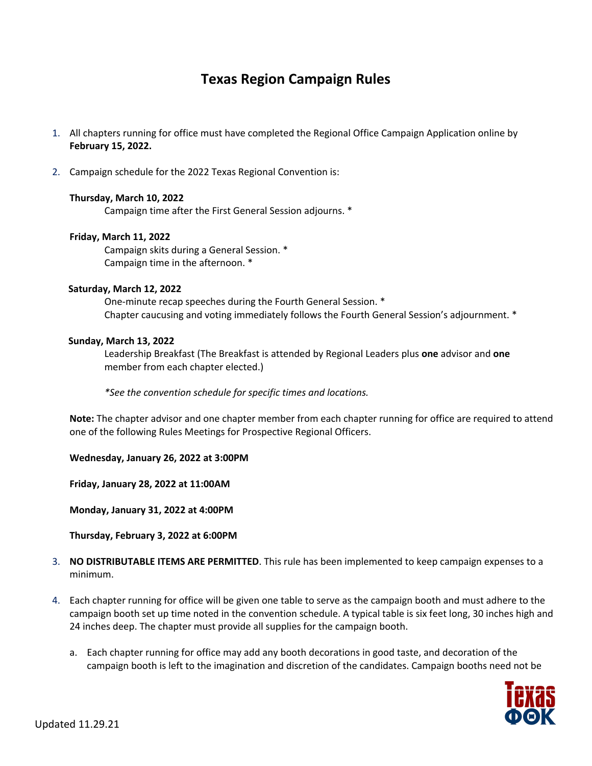# Texas Region Campaign Rules

1. All chapters running for office must have completed the Regional Office Campaign Application online by **February 15, 2022.**

2. Campaign schedule for the 2022 Texas Regional Convention is:

   **Thursday, March 10, 2022**
   
   Campaign time after the First General Session adjourns. *

   **Friday, March 11, 2022**
   
   Campaign skits during a General Session. *
   
   Campaign time in the afternoon. *

   **Saturday, March 12, 2022**
   
   One-minute recap speeches during the Fourth General Session. *
   
   Chapter caucusing and voting immediately follows the Fourth General Session's adjournment. *

   **Sunday, March 13, 2022**
   
   Leadership Breakfast (The Breakfast is attended by Regional Leaders plus **one** advisor and **one** member from each chapter elected.)

   *\*See the convention schedule for specific times and locations.*

   **Note:** The chapter advisor and one chapter member from each chapter running for office are required to attend one of the following Rules Meetings for Prospective Regional Officers.

   **Wednesday, January 26, 2022 at 3:00PM**

   **Friday, January 28, 2022 at 11:00AM**

   **Monday, January 31, 2022 at 4:00PM**

   **Thursday, February 3, 2022 at 6:00PM**

3. **NO DISTRIBUTABLE ITEMS ARE PERMITTED**. This rule has been implemented to keep campaign expenses to a minimum.

4. Each chapter running for office will be given one table to serve as the campaign booth and must adhere to the campaign booth set up time noted in the convention schedule. A typical table is six feet long, 30 inches high and 24 inches deep. The chapter must provide all supplies for the campaign booth.

   a. Each chapter running for office may add any booth decorations in good taste, and decoration of the campaign booth is left to the imagination and discretion of the candidates. Campaign booths need not be

Updated 11.29.21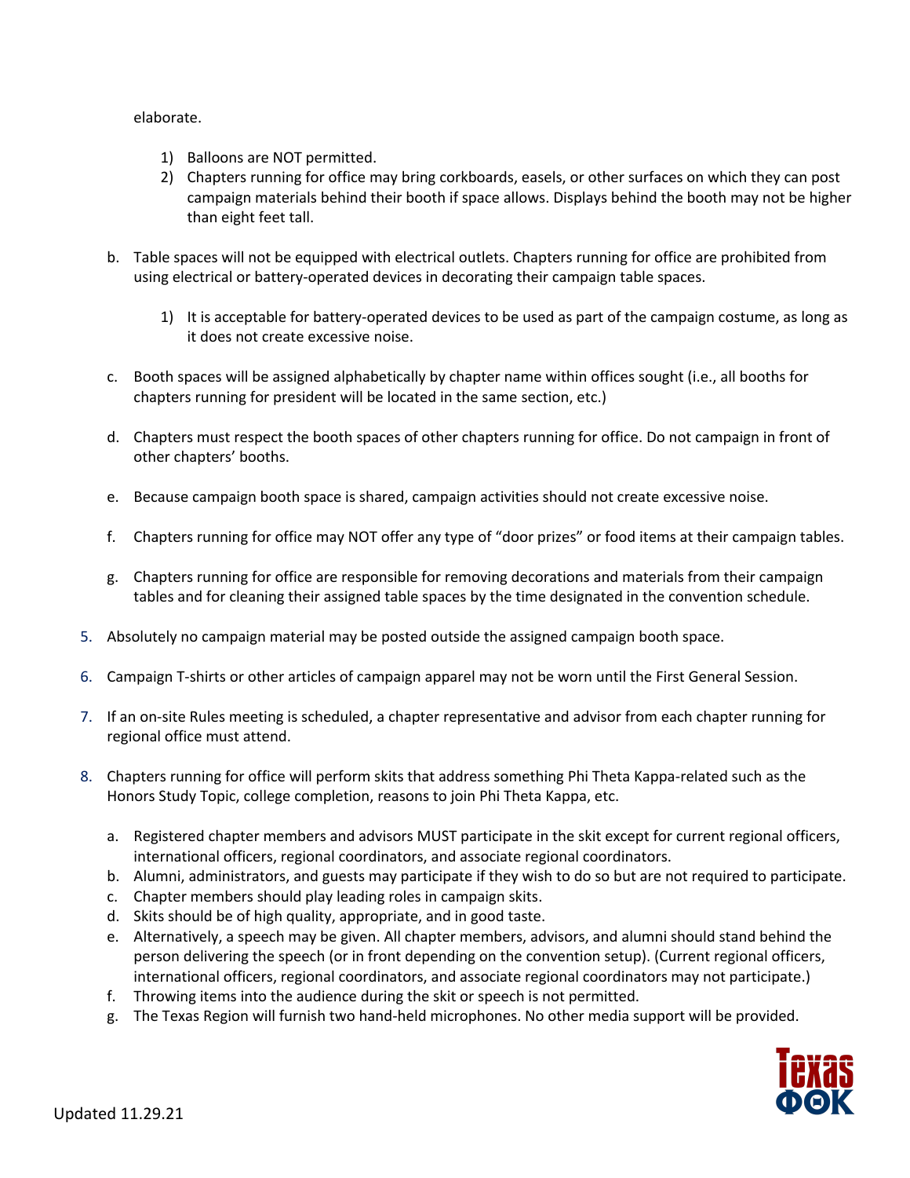elaborate.

1) Balloons are NOT permitted.
2) Chapters running for office may bring corkboards, easels, or other surfaces on which they can post campaign materials behind their booth if space allows. Displays behind the booth may not be higher than eight feet tall.

b. Table spaces will not be equipped with electrical outlets. Chapters running for office are prohibited from using electrical or battery-operated devices in decorating their campaign table spaces.

   1) It is acceptable for battery-operated devices to be used as part of the campaign costume, as long as it does not create excessive noise.

c. Booth spaces will be assigned alphabetically by chapter name within offices sought (i.e., all booths for chapters running for president will be located in the same section, etc.)

d. Chapters must respect the booth spaces of other chapters running for office. Do not campaign in front of other chapters' booths.

e. Because campaign booth space is shared, campaign activities should not create excessive noise.

f. Chapters running for office may NOT offer any type of "door prizes" or food items at their campaign tables.

g. Chapters running for office are responsible for removing decorations and materials from their campaign tables and for cleaning their assigned table spaces by the time designated in the convention schedule.

5. Absolutely no campaign material may be posted outside the assigned campaign booth space.

6. Campaign T-shirts or other articles of campaign apparel may not be worn until the First General Session.

7. If an on-site Rules meeting is scheduled, a chapter representative and advisor from each chapter running for regional office must attend.

8. Chapters running for office will perform skits that address something Phi Theta Kappa-related such as the Honors Study Topic, college completion, reasons to join Phi Theta Kappa, etc.

   a. Registered chapter members and advisors MUST participate in the skit except for current regional officers, international officers, regional coordinators, and associate regional coordinators.
   b. Alumni, administrators, and guests may participate if they wish to do so but are not required to participate.
   c. Chapter members should play leading roles in campaign skits.
   d. Skits should be of high quality, appropriate, and in good taste.
   e. Alternatively, a speech may be given. All chapter members, advisors, and alumni should stand behind the person delivering the speech (or in front depending on the convention setup). (Current regional officers, international officers, regional coordinators, and associate regional coordinators may not participate.)
   f. Throwing items into the audience during the skit or speech is not permitted.
   g. The Texas Region will furnish two hand-held microphones. No other media support will be provided.

Updated 11.29.21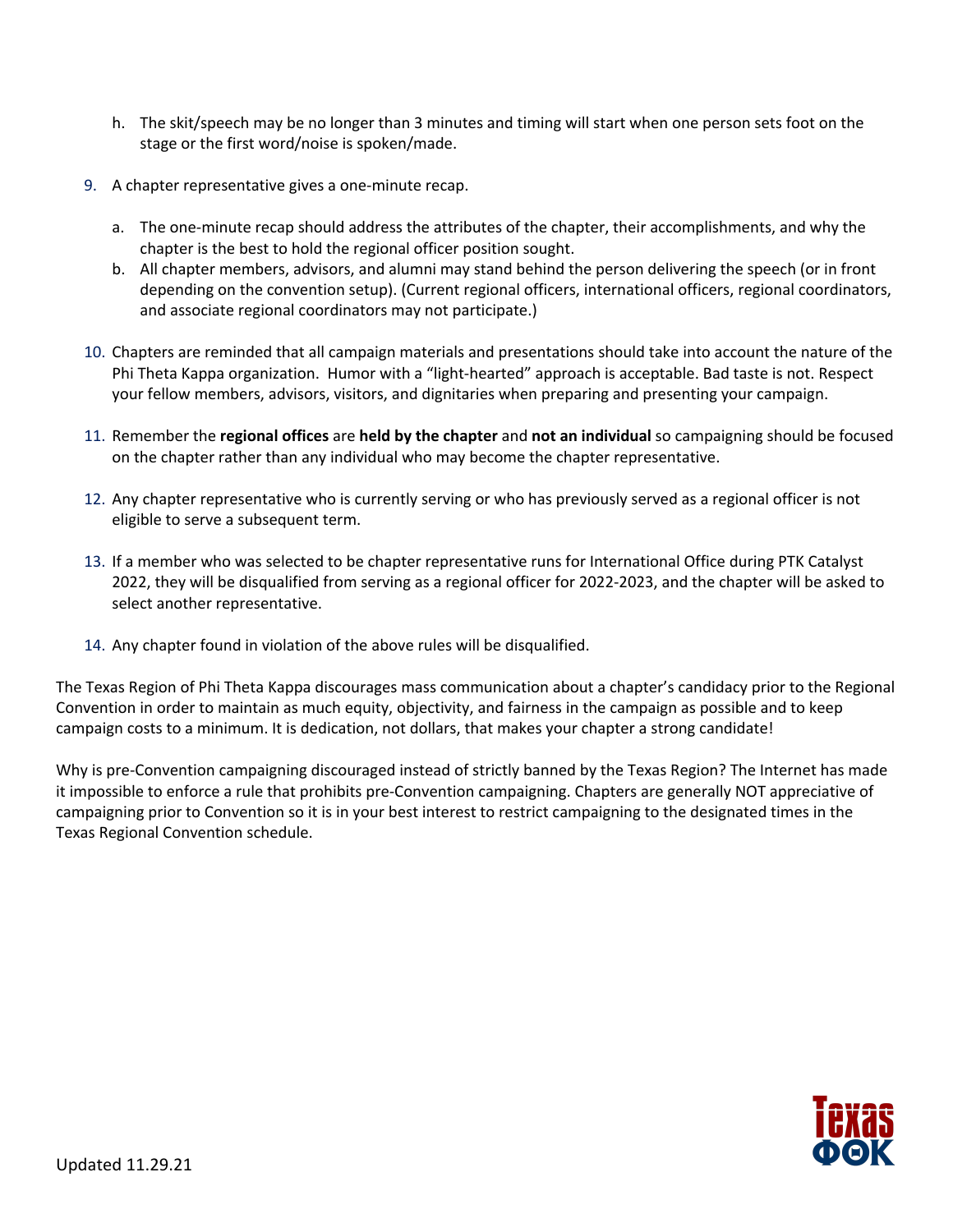h. The skit/speech may be no longer than 3 minutes and timing will start when one person sets foot on the stage or the first word/noise is spoken/made.

9. A chapter representative gives a one-minute recap.

   a. The one-minute recap should address the attributes of the chapter, their accomplishments, and why the chapter is the best to hold the regional officer position sought.
   b. All chapter members, advisors, and alumni may stand behind the person delivering the speech (or in front depending on the convention setup). (Current regional officers, international officers, regional coordinators, and associate regional coordinators may not participate.)

10. Chapters are reminded that all campaign materials and presentations should take into account the nature of the Phi Theta Kappa organization. Humor with a "light-hearted" approach is acceptable. Bad taste is not. Respect your fellow members, advisors, visitors, and dignitaries when preparing and presenting your campaign.

11. Remember the **regional offices** are **held by the chapter** and **not an individual** so campaigning should be focused on the chapter rather than any individual who may become the chapter representative.

12. Any chapter representative who is currently serving or who has previously served as a regional officer is not eligible to serve a subsequent term.

13. If a member who was selected to be chapter representative runs for International Office during PTK Catalyst 2022, they will be disqualified from serving as a regional officer for 2022-2023, and the chapter will be asked to select another representative.

14. Any chapter found in violation of the above rules will be disqualified.

The Texas Region of Phi Theta Kappa discourages mass communication about a chapter's candidacy prior to the Regional Convention in order to maintain as much equity, objectivity, and fairness in the campaign as possible and to keep campaign costs to a minimum. It is dedication, not dollars, that makes your chapter a strong candidate!

Why is pre-Convention campaigning discouraged instead of strictly banned by the Texas Region? The Internet has made it impossible to enforce a rule that prohibits pre-Convention campaigning. Chapters are generally NOT appreciative of campaigning prior to Convention so it is in your best interest to restrict campaigning to the designated times in the Texas Regional Convention schedule.

Updated 11.29.21

Texas ΦΘΚ